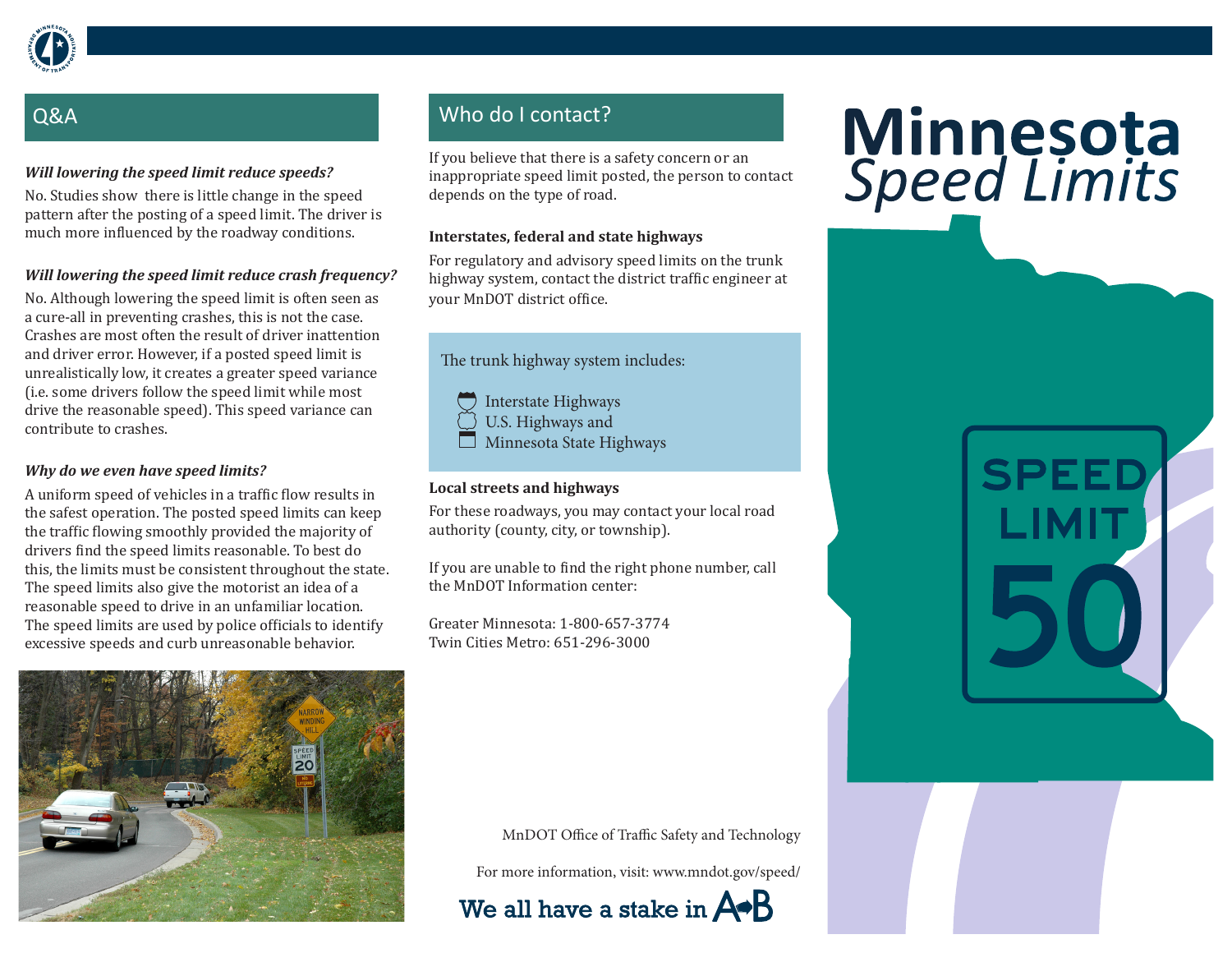## Q&A

***Will lowering the speed limit reduce speeds?***

No. Studies show there is little change in the speed pattern after the posting of a speed limit. The driver is much more influenced by the roadway conditions.

***Will lowering the speed limit reduce crash frequency?***

No. Although lowering the speed limit is often seen as a cure-all in preventing crashes, this is not the case. Crashes are most often the result of driver inattention and driver error. However, if a posted speed limit is unrealistically low, it creates a greater speed variance (i.e. some drivers follow the speed limit while most drive the reasonable speed). This speed variance can contribute to crashes.

***Why do we even have speed limits?***

A uniform speed of vehicles in a traffic flow results in the safest operation. The posted speed limits can keep the traffic flowing smoothly provided the majority of drivers find the speed limits reasonable. To best do this, the limits must be consistent throughout the state. The speed limits also give the motorist an idea of a reasonable speed to drive in an unfamiliar location. The speed limits are used by police officials to identify excessive speeds and curb unreasonable behavior.

## Who do I contact?

If you believe that there is a safety concern or an inappropriate speed limit posted, the person to contact depends on the type of road.

**Interstates, federal and state highways**

For regulatory and advisory speed limits on the trunk highway system, contact the district traffic engineer at your MnDOT district office.

The trunk highway system includes:

- Interstate Highways
- U.S. Highways and
- Minnesota State Highways

**Local streets and highways**

For these roadways, you may contact your local road authority (county, city, or township).

If you are unable to find the right phone number, call the MnDOT Information center:

Greater Minnesota: 1-800-657-3774
Twin Cities Metro: 651-296-3000

MnDOT Office of Traffic Safety and Technology

For more information, visit: www.mndot.gov/speed/

We all have a stake in A→B

# Minnesota *Speed Limits*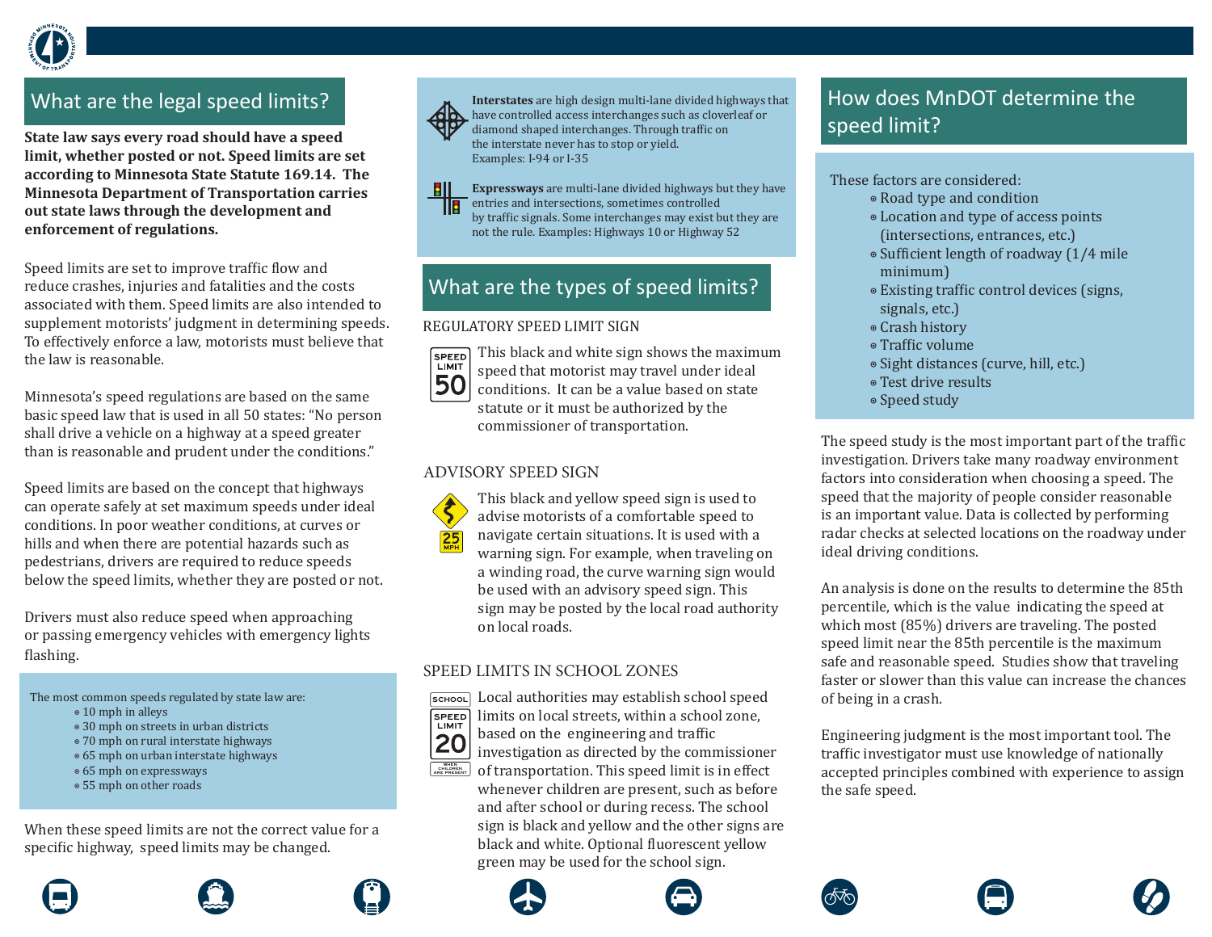## What are the legal speed limits?

**State law says every road should have a speed limit, whether posted or not. Speed limits are set according to Minnesota State Statute 169.14. The Minnesota Department of Transportation carries out state laws through the development and enforcement of regulations.**

Speed limits are set to improve traffic flow and reduce crashes, injuries and fatalities and the costs associated with them. Speed limits are also intended to supplement motorists' judgment in determining speeds. To effectively enforce a law, motorists must believe that the law is reasonable.

Minnesota's speed regulations are based on the same basic speed law that is used in all 50 states: "No person shall drive a vehicle on a highway at a speed greater than is reasonable and prudent under the conditions."

Speed limits are based on the concept that highways can operate safely at set maximum speeds under ideal conditions. In poor weather conditions, at curves or hills and when there are potential hazards such as pedestrians, drivers are required to reduce speeds below the speed limits, whether they are posted or not.

Drivers must also reduce speed when approaching or passing emergency vehicles with emergency lights flashing.

The most common speeds regulated by state law are:

- 10 mph in alleys
- 30 mph on streets in urban districts
- 70 mph on rural interstate highways
- 65 mph on urban interstate highways
- 65 mph on expressways
- 55 mph on other roads

When these speed limits are not the correct value for a specific highway, speed limits may be changed.

**Interstates** are high design multi-lane divided highways that have controlled access interchanges such as cloverleaf or diamond shaped interchanges. Through traffic on the interstate never has to stop or yield. Examples: I-94 or I-35

**Expressways** are multi-lane divided highways but they have entries and intersections, sometimes controlled by traffic signals. Some interchanges may exist but they are not the rule. Examples: Highways 10 or Highway 52

## What are the types of speed limits?

### REGULATORY SPEED LIMIT SIGN

This black and white sign shows the maximum speed that motorist may travel under ideal conditions. It can be a value based on state statute or it must be authorized by the commissioner of transportation.

### ADVISORY SPEED SIGN

This black and yellow speed sign is used to advise motorists of a comfortable speed to navigate certain situations. It is used with a warning sign. For example, when traveling on a winding road, the curve warning sign would be used with an advisory speed sign. This sign may be posted by the local road authority on local roads.

### SPEED LIMITS IN SCHOOL ZONES

Local authorities may establish school speed limits on local streets, within a school zone, based on the engineering and traffic investigation as directed by the commissioner of transportation. This speed limit is in effect whenever children are present, such as before and after school or during recess. The school sign is black and yellow and the other signs are black and white. Optional fluorescent yellow green may be used for the school sign.

## How does MnDOT determine the speed limit?

These factors are considered:

- Road type and condition
- Location and type of access points (intersections, entrances, etc.)
- Sufficient length of roadway (1/4 mile minimum)
- Existing traffic control devices (signs, signals, etc.)
- Crash history
- Traffic volume
- Sight distances (curve, hill, etc.)
- Test drive results
- Speed study

The speed study is the most important part of the traffic investigation. Drivers take many roadway environment factors into consideration when choosing a speed. The speed that the majority of people consider reasonable is an important value. Data is collected by performing radar checks at selected locations on the roadway under ideal driving conditions.

An analysis is done on the results to determine the 85th percentile, which is the value indicating the speed at which most (85%) drivers are traveling. The posted speed limit near the 85th percentile is the maximum safe and reasonable speed. Studies show that traveling faster or slower than this value can increase the chances of being in a crash.

Engineering judgment is the most important tool. The traffic investigator must use knowledge of nationally accepted principles combined with experience to assign the safe speed.